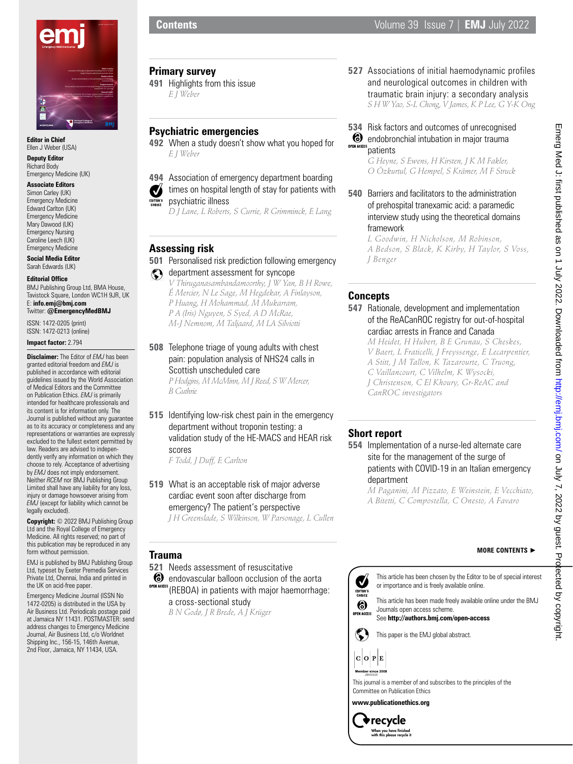**Editor in Chief**
Ellen J Weber (USA)

**Deputy Editor**
Richard Body
Emergency Medicine (UK)

**Associate Editors**
Simon Carley (UK)
Emergency Medicine
Edward Carlton (UK)
Emergency Medicine
Mary Dawood (UK)
Emergency Nursing
Caroline Leech (UK)
Emergency Medicine

**Social Media Editor**
Sarah Edwards (UK)

**Editorial Office**
BMJ Publishing Group Ltd, BMA House, Tavistock Square, London WC1H 9JR, UK
E: **info.emj@bmj.com**
Twitter: **@EmergencyMedBMJ**

ISSN: 1472-0205 (print)
ISSN: 1472-0213 (online)

**Impact factor:** 2.794

**Disclaimer:** The Editor of *EMJ* has been granted editorial freedom and *EMJ* is published in accordance with editorial guidelines issued by the World Association of Medical Editors and the Committee on Publication Ethics. *EMJ* is primarily intended for healthcare professionals and its content is for information only. The Journal is published without any guarantee as to its accuracy or completeness and any representations or warranties are expressly excluded to the fullest extent permitted by law. Readers are advised to independently verify any information on which they choose to rely. Acceptance of advertising by *EMJ* does not imply endorsement. Neither *RCEM* nor BMJ Publishing Group Limited shall have any liability for any loss, injury or damage howsoever arising from *EMJ* (except for liability which cannot be legally excluded).

**Copyright:** © 2022 BMJ Publishing Group Ltd and the Royal College of Emergency Medicine. All rights reserved; no part of this publication may be reproduced in any form without permission.

EMJ is published by BMJ Publishing Group Ltd, typeset by Exeter Premedia Services Private Ltd, Chennai, India and printed in the UK on acid-free paper.

Emergency Medicine Journal (ISSN No 1472-0205) is distributed in the USA by Air Business Ltd. Periodicals postage paid at Jamaica NY 11431. POSTMASTER: send address changes to Emergency Medicine Journal, Air Business Ltd, c/o Worldnet Shipping Inc., 156-15, 146th Avenue, 2nd Floor, Jamaica, NY 11434, USA.

# Contents

## Primary survey

**491** Highlights from this issue
*E J Weber*

## Psychiatric emergencies

**492** When a study doesn't show what you hoped for
*E J Weber*

**494** Association of emergency department boarding times on hospital length of stay for patients with psychiatric illness (EDITOR'S CHOICE)
*D J Lane, L Roberts, S Currie, R Grimminck, E Lang*

## Assessing risk

**501** Personalised risk prediction following emergency department assessment for syncope
*V Thiruganasambandamoorthy, J W Yan, B H Rowe, É Mercier, N Le Sage, M Hegdekar, A Finlayson, P Huang, H Mohammad, M Mukarram, P A (Iris) Nguyen, S Syed, A D McRae, M-J Nemnom, M Taljaard, M LA Silvotti*

**508** Telephone triage of young adults with chest pain: population analysis of NHS24 calls in Scottish unscheduled care
*P Hodgins, M McMinn, M J Reed, S W Mercer, B Guthrie*

**515** Identifying low-risk chest pain in the emergency department without troponin testing: a validation study of the HE-MACS and HEAR risk scores
*F Todd, J Duff, E Carlton*

**519** What is an acceptable risk of major adverse cardiac event soon after discharge from emergency? The patient's perspective
*J H Greenslade, S Wilkinson, W Parsonage, L Cullen*

## Trauma

**521** Needs assessment of resuscitative endovascular balloon occlusion of the aorta (REBOA) in patients with major haemorrhage: a cross-sectional study (OPEN ACCESS)
*B N Godø, J R Brede, A J Krüger*

**527** Associations of initial haemodynamic profiles and neurological outcomes in children with traumatic brain injury: a secondary analysis
*S H W Yao, S-L Chong, V James, K P Lee, G Y-K Ong*

**534** Risk factors and outcomes of unrecognised endobronchial intubation in major trauma patients (OPEN ACCESS)
*G Heyne, S Ewens, H Kirsten, J K M Fakler, O Özkurtul, G Hempel, S Krämer, M F Struck*

**540** Barriers and facilitators to the administration of prehospital tranexamic acid: a paramedic interview study using the theoretical domains framework
*L Goodwin, H Nicholson, M Robinson, A Bedson, S Black, K Kirby, H Taylor, S Voss, J Benger*

## Concepts

**547** Rationale, development and implementation of the ReACanROC registry for out-of-hospital cardiac arrests in France and Canada
*M Heidet, H Hubert, B E Grunau, S Cheskes, V Baert, L Fraticelli, J Freyssenge, E Lecarpentier, A Stitt, J M Tallon, K Tazarourte, C Truong, C Vaillancourt, C Vilhelm, K Wysocki, J Christenson, C El Khoury, Gr-ReAC and CanROC investigators*

## Short report

**554** Implementation of a nurse-led alternate care site for the management of the surge of patients with COVID-19 in an Italian emergency department
*M Paganini, M Pizzato, E Weinstein, E Vecchiato, A Bitetti, C Compostella, C Onesto, A Favaro*

**MORE CONTENTS ►**

EDITOR'S CHOICE: This article has been chosen by the Editor to be of special interest or importance and is freely available online.

OPEN ACCESS: This article has been made freely available online under the BMJ Journals open access scheme.
See **http://authors.bmj.com/open-access**

This paper is the EMJ global abstract.

COPE — Member since 2008 JM00025

This journal is a member of and subscribes to the principles of the Committee on Publication Ethics

**www.publicationethics.org**

recycle — When you have finished with this please recycle it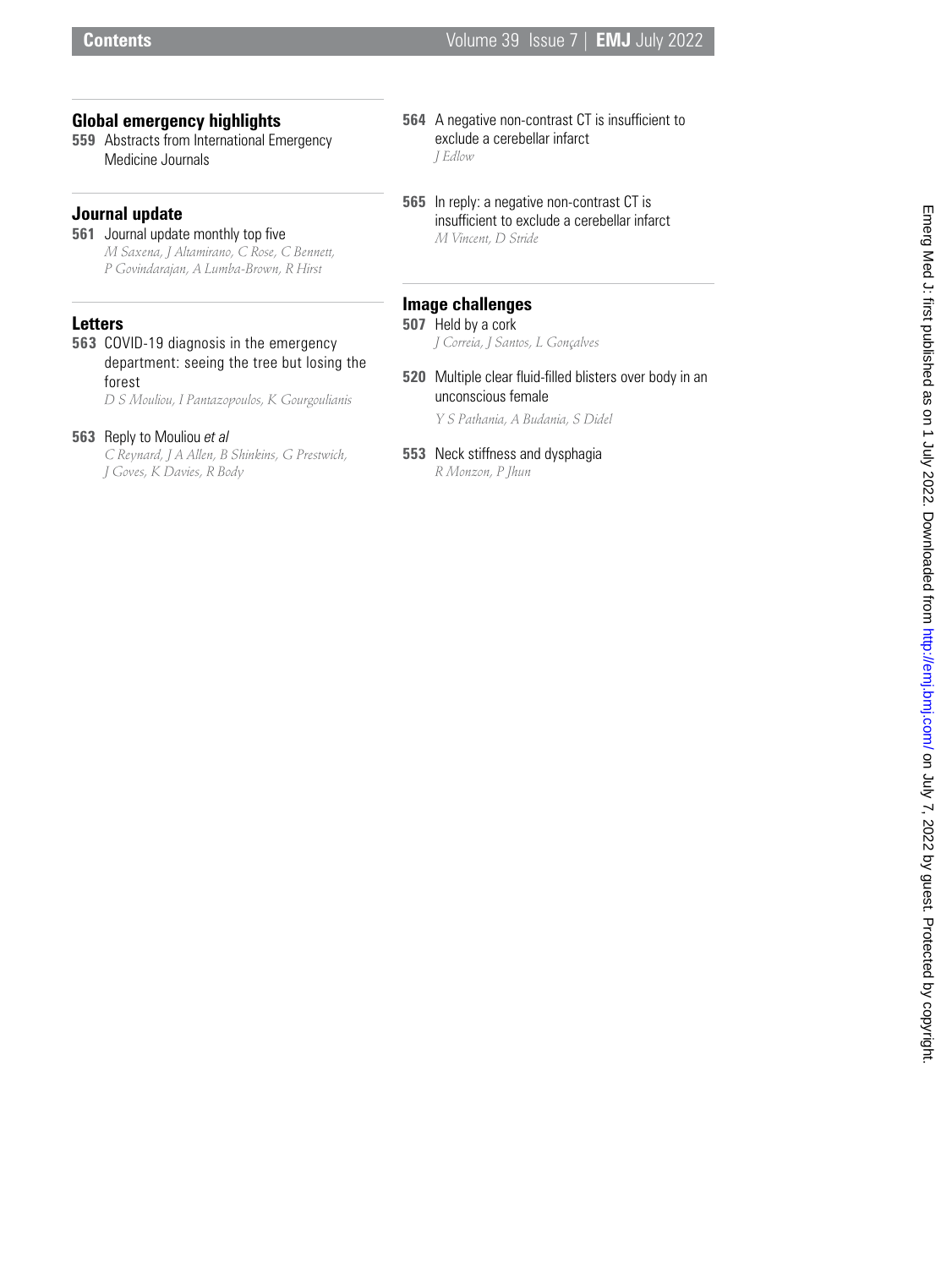## Global emergency highlights

**559** Abstracts from International Emergency Medicine Journals

## Journal update

**561** Journal update monthly top five
*M Saxena, J Altamirano, C Rose, C Bennett, P Govindarajan, A Lumba-Brown, R Hirst*

## Letters

**563** COVID-19 diagnosis in the emergency department: seeing the tree but losing the forest
*D S Mouliou, I Pantazopoulos, K Gourgoulianis*

**563** Reply to Mouliou *et al*
*C Reynard, J A Allen, B Shinkins, G Prestwich, J Goves, K Davies, R Body*

**564** A negative non-contrast CT is insufficient to exclude a cerebellar infarct
*J Edlow*

**565** In reply: a negative non-contrast CT is insufficient to exclude a cerebellar infarct
*M Vincent, D Stride*

## Image challenges

**507** Held by a cork
*J Correia, J Santos, L Gonçalves*

**520** Multiple clear fluid-filled blisters over body in an unconscious female
*Y S Pathania, A Budania, S Didel*

**553** Neck stiffness and dysphagia
*R Monzon, P Jhun*